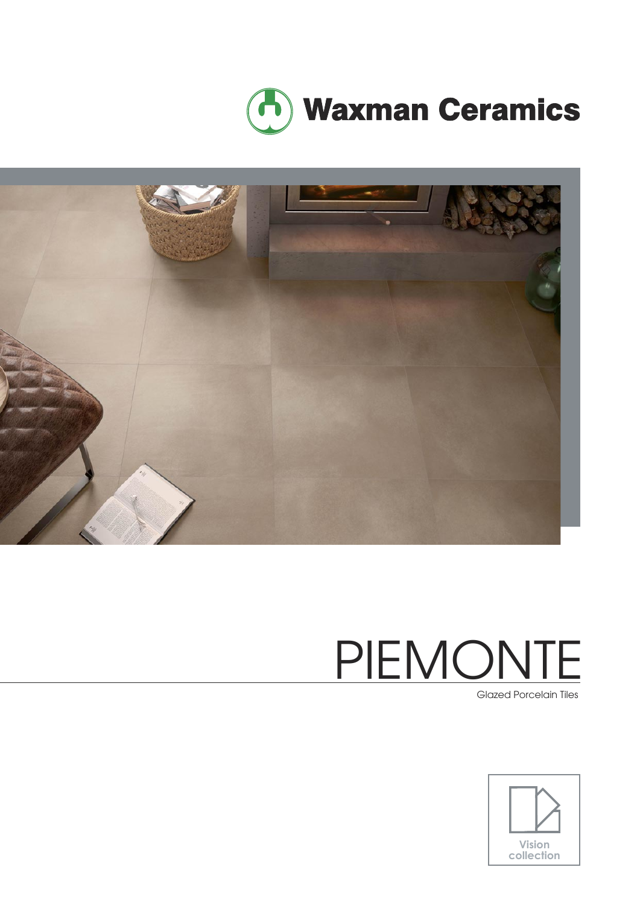Waxman Ceramics

# PIEMONTE

Glazed Porcelain Tiles

Vision collection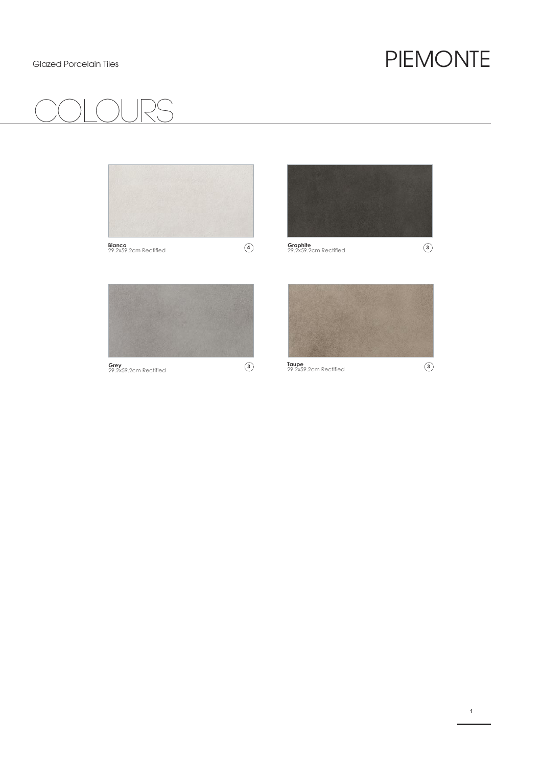Glazed Porcelain Tiles

# PIEMONTE

## COLOURS

**Bianco**
29.2x59.2cm Rectified
4

**Graphite**
29.2x59.2cm Rectified
3

**Grey**
29.2x59.2cm Rectified
3

**Taupe**
29.2x59.2cm Rectified
3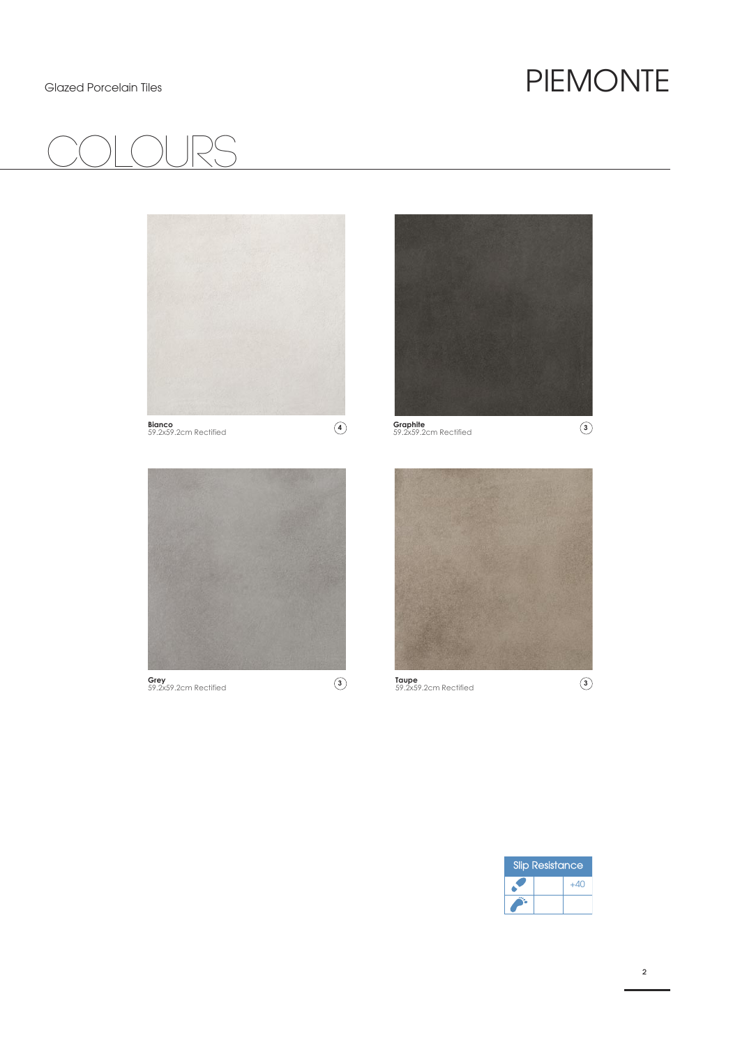Glazed Porcelain Tiles

# PIEMONTE

## COLOURS

**Bianco**
59.2x59.2cm Rectified
4

**Graphite**
59.2x59.2cm Rectified
3

**Grey**
59.2x59.2cm Rectified
3

**Taupe**
59.2x59.2cm Rectified
3

| Slip Resistance | | |
|---|---|---|
| | | +40 |
| | | |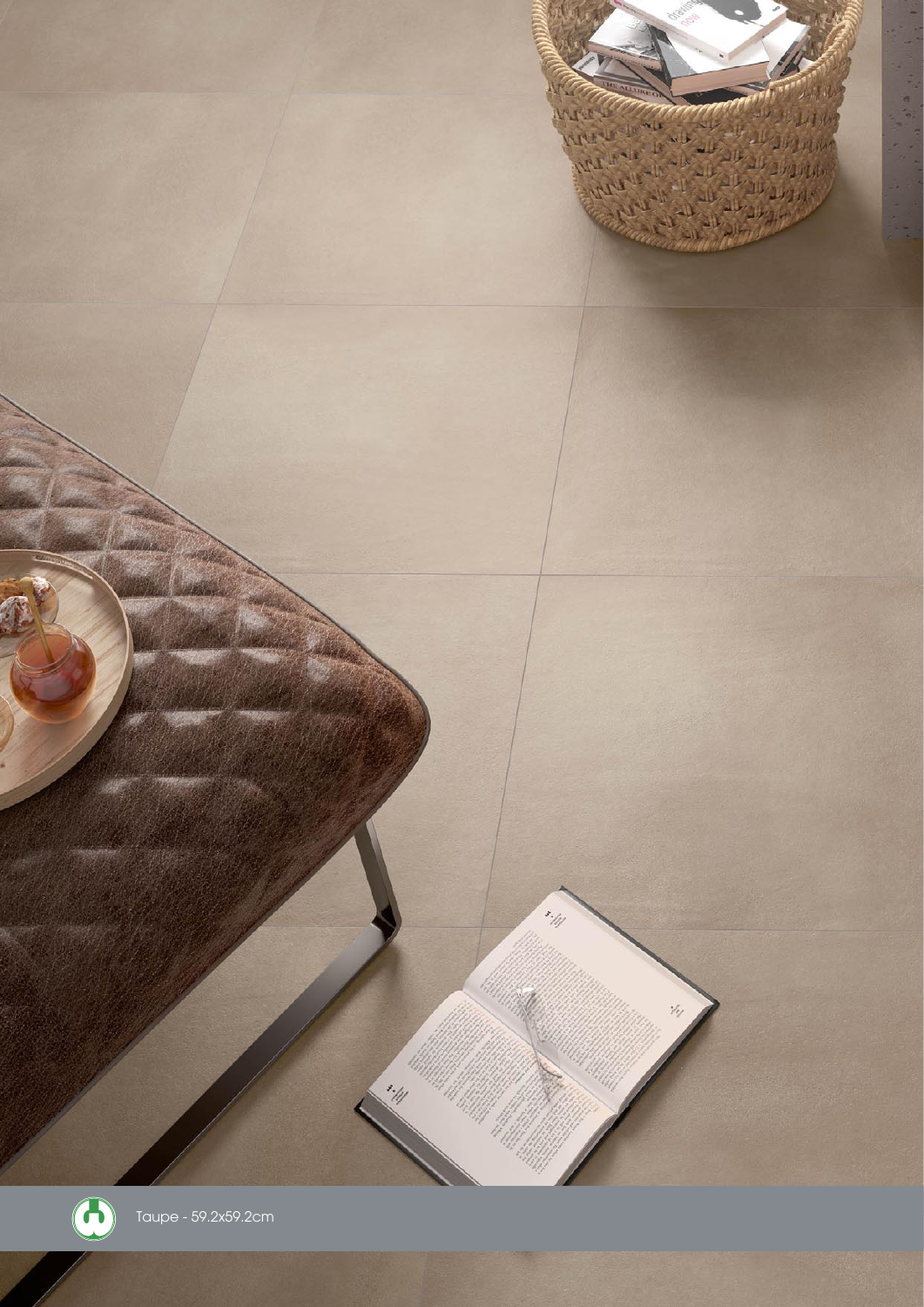Taupe - 59.2x59.2cm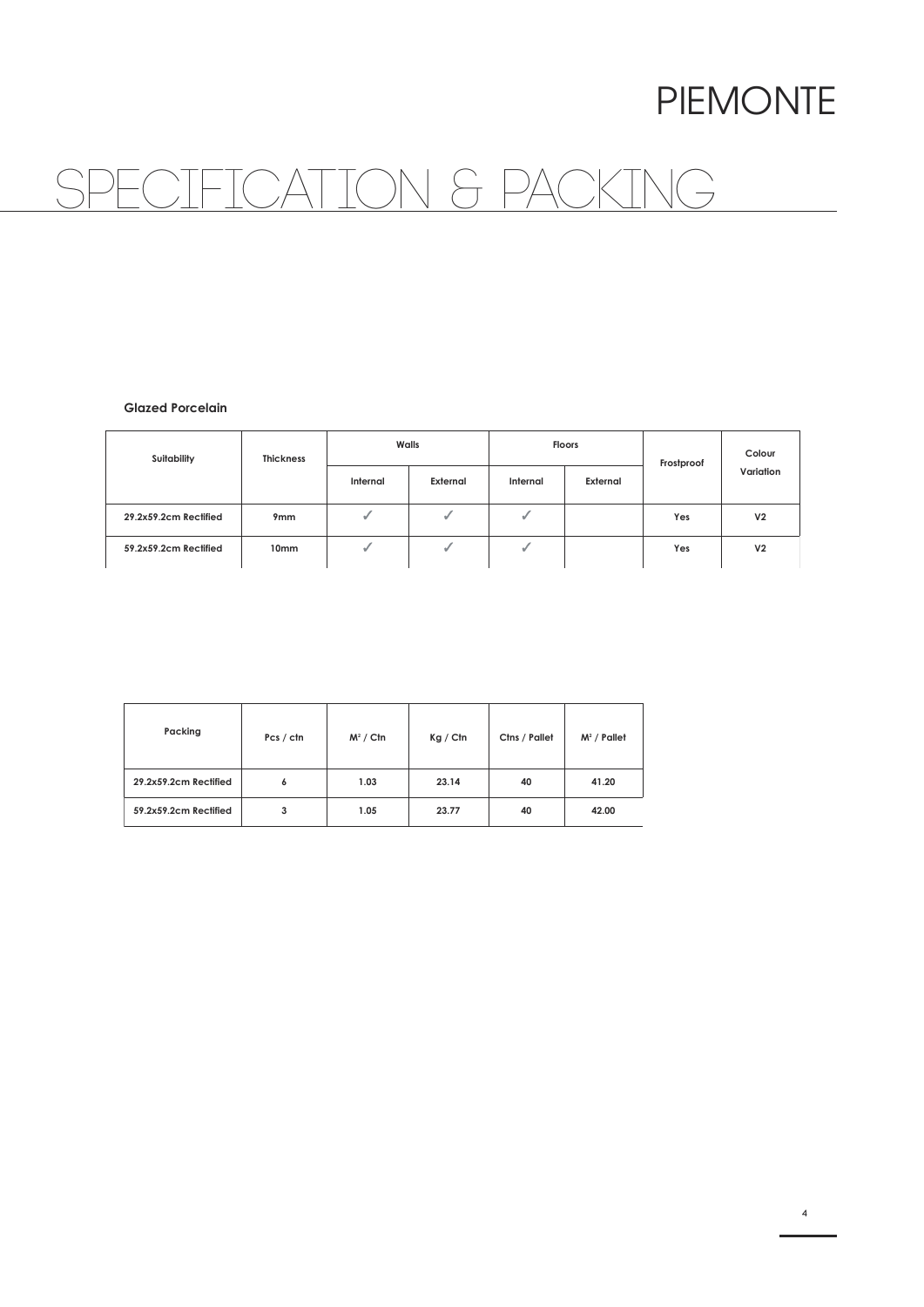# PIEMONTE

# SPECIFICATION & PACKING

**Glazed Porcelain**

| Suitability | Thickness | Walls | | Floors | | Frostproof | Colour Variation |
|---|---|---|---|---|---|---|---|
| | | Internal | External | Internal | External | | |
| 29.2x59.2cm Rectified | 9mm | ✓ | ✓ | ✓ | | Yes | V2 |
| 59.2x59.2cm Rectified | 10mm | ✓ | ✓ | ✓ | | Yes | V2 |

| Packing | Pcs / ctn | M² / Ctn | Kg / Ctn | Ctns / Pallet | M² / Pallet |
|---|---|---|---|---|---|
| 29.2x59.2cm Rectified | 6 | 1.03 | 23.14 | 40 | 41.20 |
| 59.2x59.2cm Rectified | 3 | 1.05 | 23.77 | 40 | 42.00 |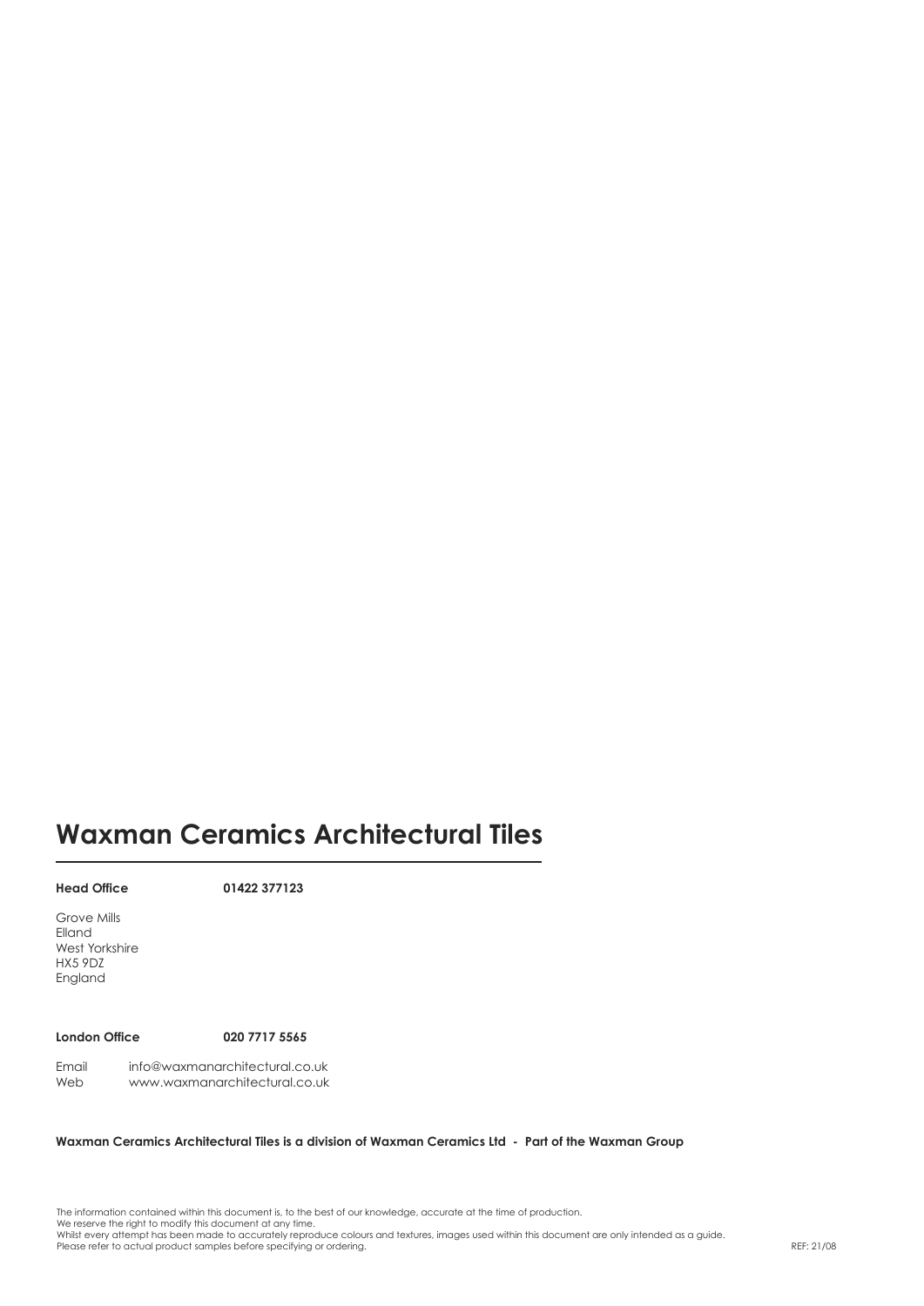# Waxman Ceramics Architectural Tiles

**Head Office** **01422 377123**

Grove Mills
Elland
West Yorkshire
HX5 9DZ
England

**London Office** **020 7717 5565**

Email info@waxmanarchitectural.co.uk
Web www.waxmanarchitectural.co.uk

**Waxman Ceramics Architectural Tiles is a division of Waxman Ceramics Ltd - Part of the Waxman Group**

The information contained within this document is, to the best of our knowledge, accurate at the time of production.
We reserve the right to modify this document at any time.
Whilst every attempt has been made to accurately reproduce colours and textures, images used within this document are only intended as a guide.
Please refer to actual product samples before specifying or ordering.

REF: 21/08